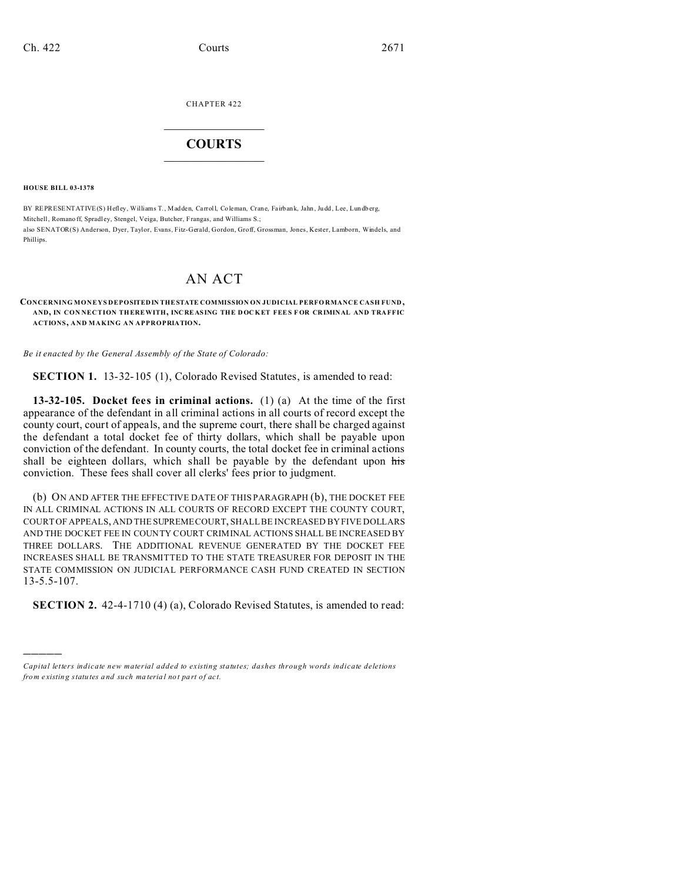CHAPTER 422

# COURTS

**HOUSE BILL 03-1378**

BY REPRESENTATIVE(S) Hefley, Williams T., Madden, Carroll, Coleman, Crane, Fairbank, Jahn, Judd, Lee, Lundberg, Mitchell, Romanoff, Spradley, Stengel, Veiga, Butcher, Frangas, and Williams S.;
also SENATOR(S) Anderson, Dyer, Taylor, Evans, Fitz-Gerald, Gordon, Groff, Grossman, Jones, Kester, Lamborn, Windels, and Phillips.

# AN ACT

**CONCERNING MONEYS DEPOSITED IN THE STATE COMMISSION ON JUDICIAL PERFORMANCE CASH FUND, AND, IN CONNECTION THEREWITH, INCREASING THE DOCKET FEES FOR CRIMINAL AND TRAFFIC ACTIONS, AND MAKING AN APPROPRIATION.**

*Be it enacted by the General Assembly of the State of Colorado:*

**SECTION 1.** 13-32-105 (1), Colorado Revised Statutes, is amended to read:

**13-32-105. Docket fees in criminal actions.** (1) (a) At the time of the first appearance of the defendant in all criminal actions in all courts of record except the county court, court of appeals, and the supreme court, there shall be charged against the defendant a total docket fee of thirty dollars, which shall be payable upon conviction of the defendant. In county courts, the total docket fee in criminal actions shall be eighteen dollars, which shall be payable by the defendant upon ~~his~~ conviction. These fees shall cover all clerks' fees prior to judgment.

(b) ON AND AFTER THE EFFECTIVE DATE OF THIS PARAGRAPH (b), THE DOCKET FEE IN ALL CRIMINAL ACTIONS IN ALL COURTS OF RECORD EXCEPT THE COUNTY COURT, COURT OF APPEALS, AND THE SUPREME COURT, SHALL BE INCREASED BY FIVE DOLLARS AND THE DOCKET FEE IN COUNTY COURT CRIMINAL ACTIONS SHALL BE INCREASED BY THREE DOLLARS. THE ADDITIONAL REVENUE GENERATED BY THE DOCKET FEE INCREASES SHALL BE TRANSMITTED TO THE STATE TREASURER FOR DEPOSIT IN THE STATE COMMISSION ON JUDICIAL PERFORMANCE CASH FUND CREATED IN SECTION 13-5.5-107.

**SECTION 2.** 42-4-1710 (4) (a), Colorado Revised Statutes, is amended to read:

---

*Capital letters indicate new material added to existing statutes; dashes through words indicate deletions from existing statutes and such material not part of act.*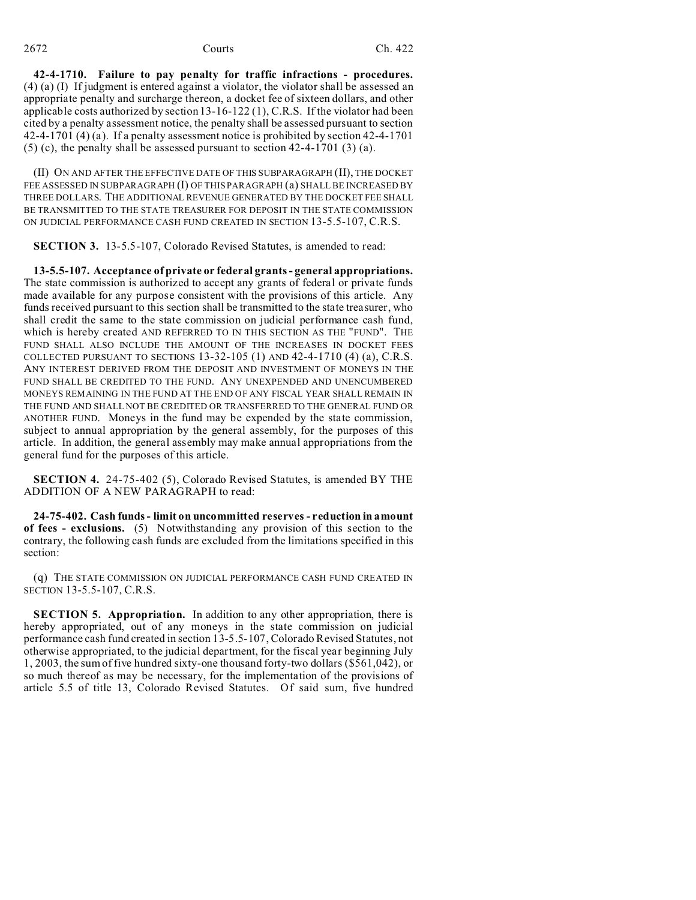**42-4-1710. Failure to pay penalty for traffic infractions - procedures.** (4) (a) (I) If judgment is entered against a violator, the violator shall be assessed an appropriate penalty and surcharge thereon, a docket fee of sixteen dollars, and other applicable costs authorized by section 13-16-122 (1), C.R.S. If the violator had been cited by a penalty assessment notice, the penalty shall be assessed pursuant to section 42-4-1701 (4) (a). If a penalty assessment notice is prohibited by section 42-4-1701 (5) (c), the penalty shall be assessed pursuant to section 42-4-1701 (3) (a).

(II) ON AND AFTER THE EFFECTIVE DATE OF THIS SUBPARAGRAPH (II), THE DOCKET FEE ASSESSED IN SUBPARAGRAPH (I) OF THIS PARAGRAPH (a) SHALL BE INCREASED BY THREE DOLLARS. THE ADDITIONAL REVENUE GENERATED BY THE DOCKET FEE SHALL BE TRANSMITTED TO THE STATE TREASURER FOR DEPOSIT IN THE STATE COMMISSION ON JUDICIAL PERFORMANCE CASH FUND CREATED IN SECTION 13-5.5-107, C.R.S.

**SECTION 3.** 13-5.5-107, Colorado Revised Statutes, is amended to read:

**13-5.5-107. Acceptance of private or federal grants - general appropriations.** The state commission is authorized to accept any grants of federal or private funds made available for any purpose consistent with the provisions of this article. Any funds received pursuant to this section shall be transmitted to the state treasurer, who shall credit the same to the state commission on judicial performance cash fund, which is hereby created AND REFERRED TO IN THIS SECTION AS THE "FUND". THE FUND SHALL ALSO INCLUDE THE AMOUNT OF THE INCREASES IN DOCKET FEES COLLECTED PURSUANT TO SECTIONS 13-32-105 (1) AND 42-4-1710 (4) (a), C.R.S. ANY INTEREST DERIVED FROM THE DEPOSIT AND INVESTMENT OF MONEYS IN THE FUND SHALL BE CREDITED TO THE FUND. ANY UNEXPENDED AND UNENCUMBERED MONEYS REMAINING IN THE FUND AT THE END OF ANY FISCAL YEAR SHALL REMAIN IN THE FUND AND SHALL NOT BE CREDITED OR TRANSFERRED TO THE GENERAL FUND OR ANOTHER FUND. Moneys in the fund may be expended by the state commission, subject to annual appropriation by the general assembly, for the purposes of this article. In addition, the general assembly may make annual appropriations from the general fund for the purposes of this article.

**SECTION 4.** 24-75-402 (5), Colorado Revised Statutes, is amended BY THE ADDITION OF A NEW PARAGRAPH to read:

**24-75-402. Cash funds - limit on uncommitted reserves - reduction in amount of fees - exclusions.** (5) Notwithstanding any provision of this section to the contrary, the following cash funds are excluded from the limitations specified in this section:

(q) THE STATE COMMISSION ON JUDICIAL PERFORMANCE CASH FUND CREATED IN SECTION 13-5.5-107, C.R.S.

**SECTION 5. Appropriation.** In addition to any other appropriation, there is hereby appropriated, out of any moneys in the state commission on judicial performance cash fund created in section 13-5.5-107, Colorado Revised Statutes, not otherwise appropriated, to the judicial department, for the fiscal year beginning July 1, 2003, the sum of five hundred sixty-one thousand forty-two dollars ($561,042), or so much thereof as may be necessary, for the implementation of the provisions of article 5.5 of title 13, Colorado Revised Statutes. Of said sum, five hundred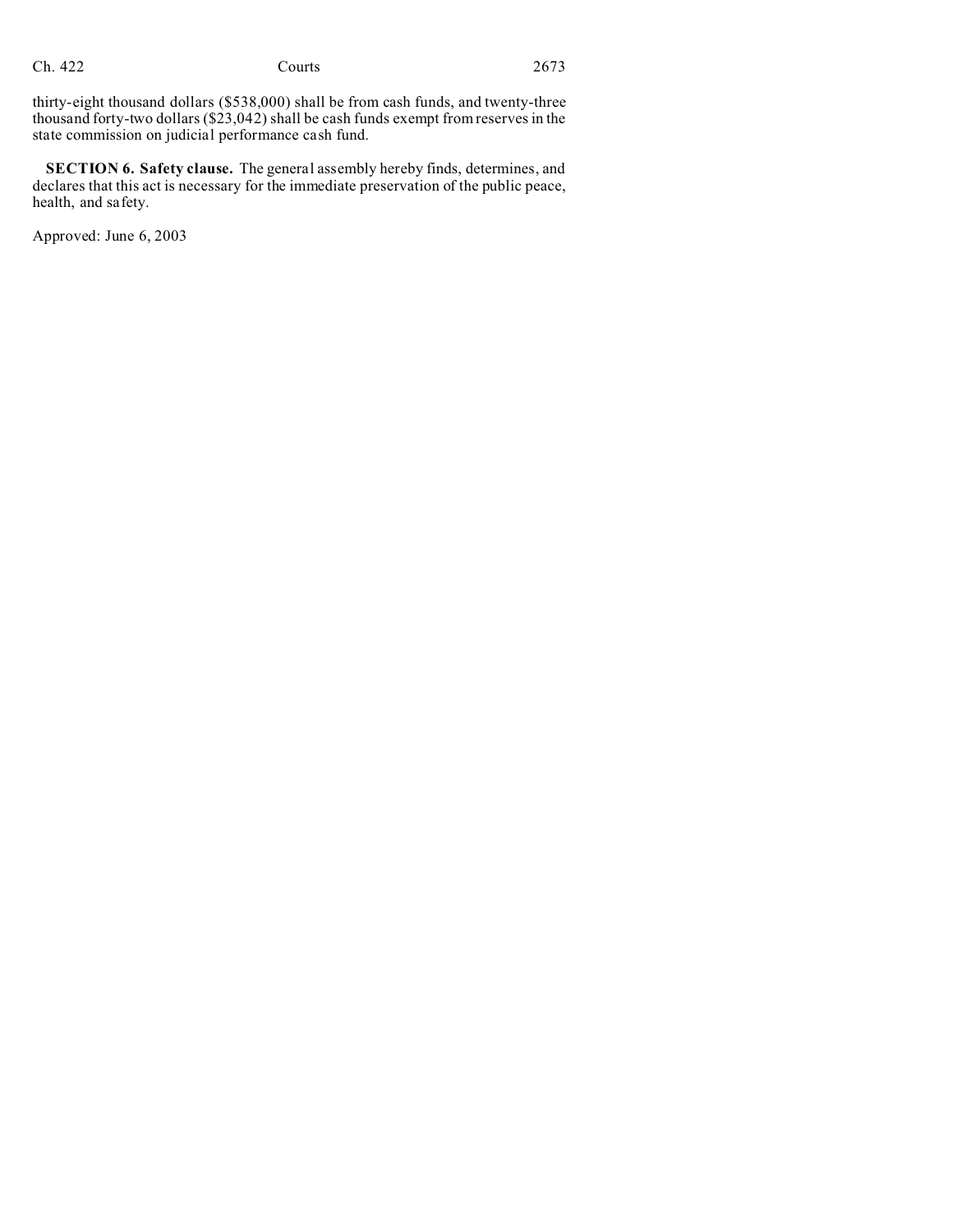thirty-eight thousand dollars ($538,000) shall be from cash funds, and twenty-three thousand forty-two dollars ($23,042) shall be cash funds exempt from reserves in the state commission on judicial performance cash fund.

**SECTION 6. Safety clause.** The general assembly hereby finds, determines, and declares that this act is necessary for the immediate preservation of the public peace, health, and safety.

Approved: June 6, 2003